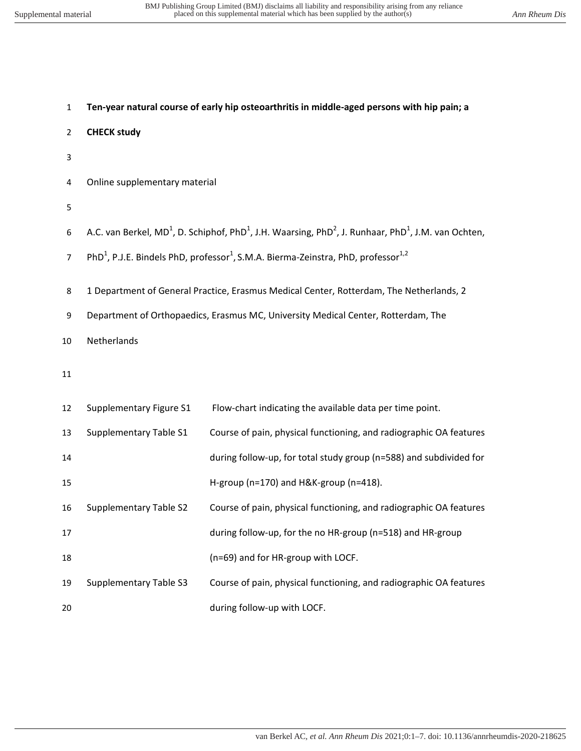**Ten-year natural course of early hip osteoarthritis in middle-aged persons with hip pain; a CHECK study**

Online supplementary material

A.C. van Berkel, MD[1], D. Schiphof, PhD[1], J.H. Waarsing, PhD[2], J. Runhaar, PhD[1], J.M. van Ochten, PhD[1], P.J.E. Bindels PhD, professor[1], S.M.A. Bierma-Zeinstra, PhD, professor[1,2]

1 Department of General Practice, Erasmus Medical Center, Rotterdam, The Netherlands, 2 Department of Orthopaedics, Erasmus MC, University Medical Center, Rotterdam, The Netherlands

| | |
|---|---|
| Supplementary Figure S1 | Flow-chart indicating the available data per time point. |
| Supplementary Table S1 | Course of pain, physical functioning, and radiographic OA features during follow-up, for total study group (n=588) and subdivided for H-group (n=170) and H&K-group (n=418). |
| Supplementary Table S2 | Course of pain, physical functioning, and radiographic OA features during follow-up, for the no HR-group (n=518) and HR-group (n=69) and for HR-group with LOCF. |
| Supplementary Table S3 | Course of pain, physical functioning, and radiographic OA features during follow-up with LOCF. |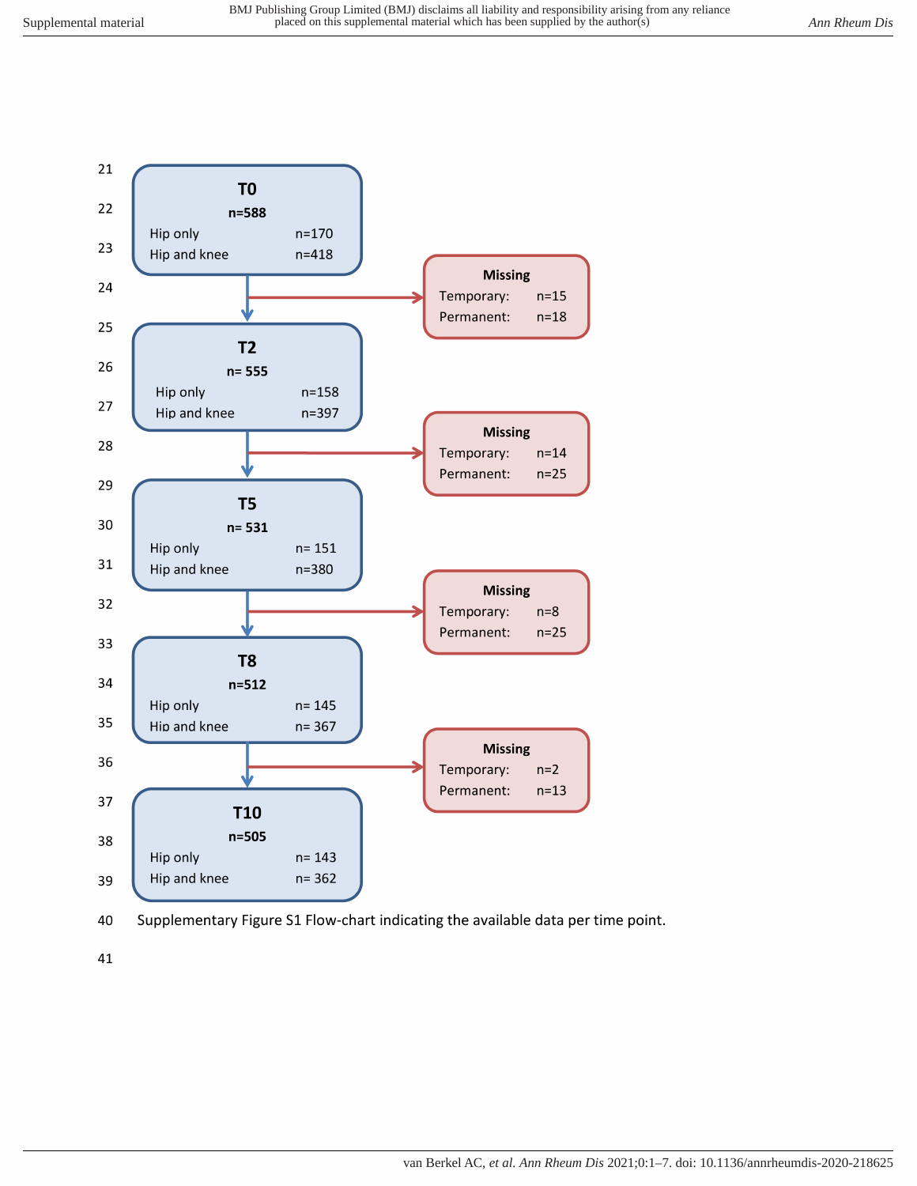**T0**
n=588
Hip only n=170
Hip and knee n=418

**Missing**
Temporary: n=15
Permanent: n=18

**T2**
n= 555
Hip only n=158
Hip and knee n=397

**Missing**
Temporary: n=14
Permanent: n=25

**T5**
n= 531
Hip only n= 151
Hip and knee n=380

**Missing**
Temporary: n=8
Permanent: n=25

**T8**
n=512
Hip only n= 145
Hip and knee n= 367

**Missing**
Temporary: n=2
Permanent: n=13

**T10**
n=505
Hip only n= 143
Hip and knee n= 362

Supplementary Figure S1 Flow-chart indicating the available data per time point.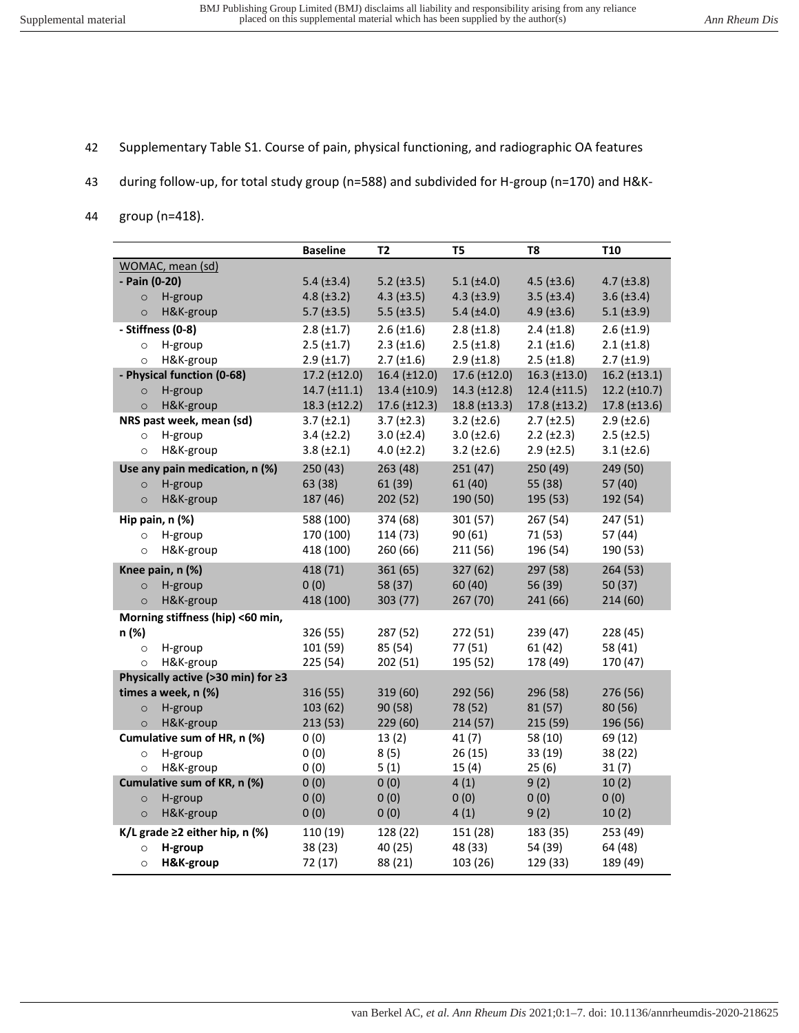Supplementary Table S1. Course of pain, physical functioning, and radiographic OA features during follow-up, for total study group (n=588) and subdivided for H-group (n=170) and H&K-group (n=418).

| | Baseline | T2 | T5 | T8 | T10 |
|---|---|---|---|---|---|
| WOMAC, mean (sd) | | | | | |
| **- Pain (0-20)** | 5.4 (±3.4) | 5.2 (±3.5) | 5.1 (±4.0) | 4.5 (±3.6) | 4.7 (±3.8) |
| ○ H-group | 4.8 (±3.2) | 4.3 (±3.5) | 4.3 (±3.9) | 3.5 (±3.4) | 3.6 (±3.4) |
| ○ H&K-group | 5.7 (±3.5) | 5.5 (±3.5) | 5.4 (±4.0) | 4.9 (±3.6) | 5.1 (±3.9) |
| **- Stiffness (0-8)** | 2.8 (±1.7) | 2.6 (±1.6) | 2.8 (±1.8) | 2.4 (±1.8) | 2.6 (±1.9) |
| ○ H-group | 2.5 (±1.7) | 2.3 (±1.6) | 2.5 (±1.8) | 2.1 (±1.6) | 2.1 (±1.8) |
| ○ H&K-group | 2.9 (±1.7) | 2.7 (±1.6) | 2.9 (±1.8) | 2.5 (±1.8) | 2.7 (±1.9) |
| **- Physical function (0-68)** | 17.2 (±12.0) | 16.4 (±12.0) | 17.6 (±12.0) | 16.3 (±13.0) | 16.2 (±13.1) |
| ○ H-group | 14.7 (±11.1) | 13.4 (±10.9) | 14.3 (±12.8) | 12.4 (±11.5) | 12.2 (±10.7) |
| ○ H&K-group | 18.3 (±12.2) | 17.6 (±12.3) | 18.8 (±13.3) | 17.8 (±13.2) | 17.8 (±13.6) |
| **NRS past week, mean (sd)** | 3.7 (±2.1) | 3.7 (±2.3) | 3.2 (±2.6) | 2.7 (±2.5) | 2.9 (±2.6) |
| ○ H-group | 3.4 (±2.2) | 3.0 (±2.4) | 3.0 (±2.6) | 2.2 (±2.3) | 2.5 (±2.5) |
| ○ H&K-group | 3.8 (±2.1) | 4.0 (±2.2) | 3.2 (±2.6) | 2.9 (±2.5) | 3.1 (±2.6) |
| **Use any pain medication, n (%)** | 250 (43) | 263 (48) | 251 (47) | 250 (49) | 249 (50) |
| ○ H-group | 63 (38) | 61 (39) | 61 (40) | 55 (38) | 57 (40) |
| ○ H&K-group | 187 (46) | 202 (52) | 190 (50) | 195 (53) | 192 (54) |
| **Hip pain, n (%)** | 588 (100) | 374 (68) | 301 (57) | 267 (54) | 247 (51) |
| ○ H-group | 170 (100) | 114 (73) | 90 (61) | 71 (53) | 57 (44) |
| ○ H&K-group | 418 (100) | 260 (66) | 211 (56) | 196 (54) | 190 (53) |
| **Knee pain, n (%)** | 418 (71) | 361 (65) | 327 (62) | 297 (58) | 264 (53) |
| ○ H-group | 0 (0) | 58 (37) | 60 (40) | 56 (39) | 50 (37) |
| ○ H&K-group | 418 (100) | 303 (77) | 267 (70) | 241 (66) | 214 (60) |
| **Morning stiffness (hip) <60 min, n (%)** | 326 (55) | 287 (52) | 272 (51) | 239 (47) | 228 (45) |
| ○ H-group | 101 (59) | 85 (54) | 77 (51) | 61 (42) | 58 (41) |
| ○ H&K-group | 225 (54) | 202 (51) | 195 (52) | 178 (49) | 170 (47) |
| **Physically active (>30 min) for ≥3 times a week, n (%)** | 316 (55) | 319 (60) | 292 (56) | 296 (58) | 276 (56) |
| ○ H-group | 103 (62) | 90 (58) | 78 (52) | 81 (57) | 80 (56) |
| ○ H&K-group | 213 (53) | 229 (60) | 214 (57) | 215 (59) | 196 (56) |
| **Cumulative sum of HR, n (%)** | 0 (0) | 13 (2) | 41 (7) | 58 (10) | 69 (12) |
| ○ H-group | 0 (0) | 8 (5) | 26 (15) | 33 (19) | 38 (22) |
| ○ H&K-group | 0 (0) | 5 (1) | 15 (4) | 25 (6) | 31 (7) |
| **Cumulative sum of KR, n (%)** | 0 (0) | 0 (0) | 4 (1) | 9 (2) | 10 (2) |
| ○ H-group | 0 (0) | 0 (0) | 0 (0) | 0 (0) | 0 (0) |
| ○ H&K-group | 0 (0) | 0 (0) | 4 (1) | 9 (2) | 10 (2) |
| **K/L grade ≥2 either hip, n (%)** | 110 (19) | 128 (22) | 151 (28) | 183 (35) | 253 (49) |
| ○ **H-group** | 38 (23) | 40 (25) | 48 (33) | 54 (39) | 64 (48) |
| ○ **H&K-group** | 72 (17) | 88 (21) | 103 (26) | 129 (33) | 189 (49) |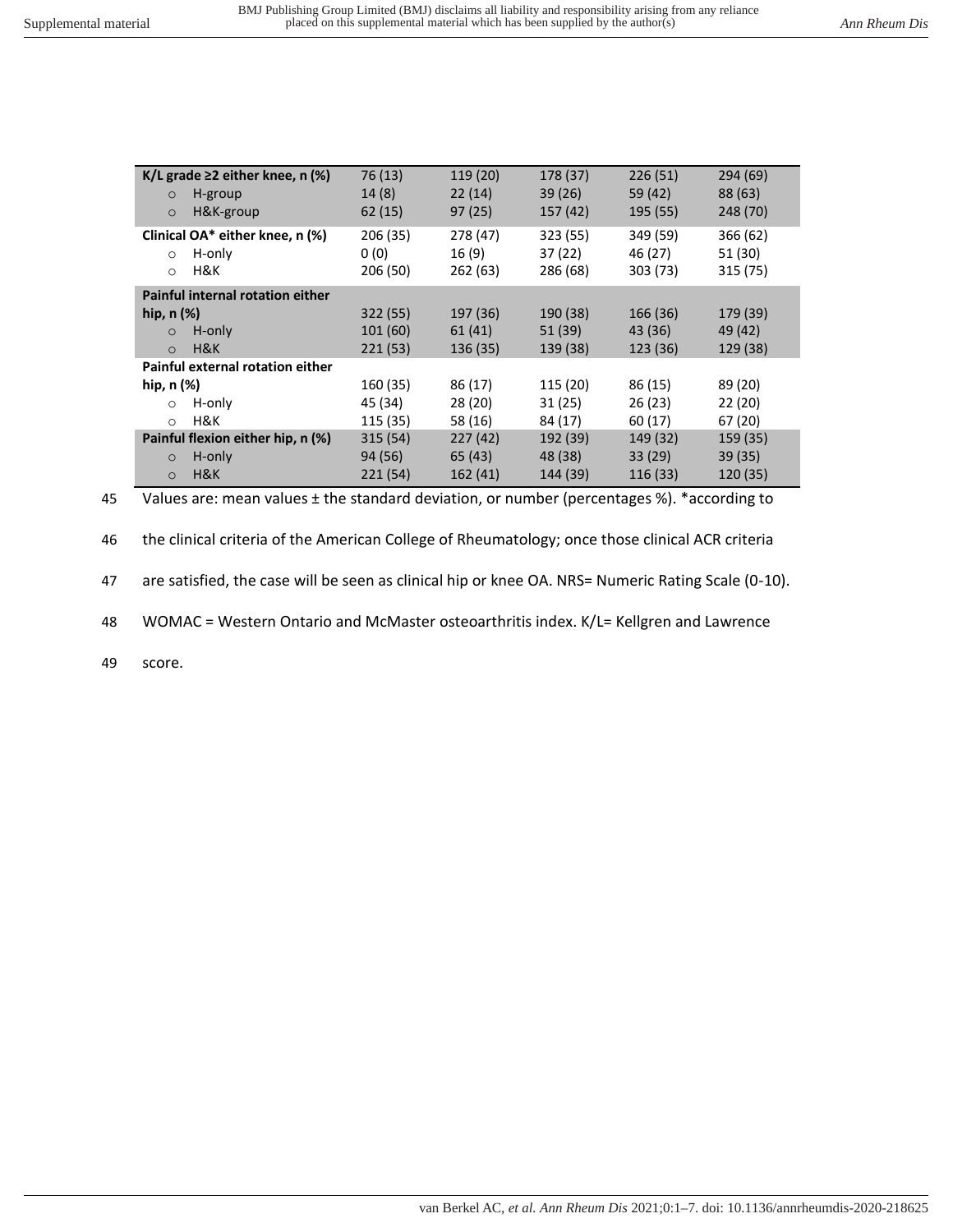| | | | | | |
|---|---|---|---|---|---|
| **K/L grade ≥2 either knee, n (%)** | 76 (13) | 119 (20) | 178 (37) | 226 (51) | 294 (69) |
| ○ H-group | 14 (8) | 22 (14) | 39 (26) | 59 (42) | 88 (63) |
| ○ H&K-group | 62 (15) | 97 (25) | 157 (42) | 195 (55) | 248 (70) |
| **Clinical OA* either knee, n (%)** | 206 (35) | 278 (47) | 323 (55) | 349 (59) | 366 (62) |
| ○ H-only | 0 (0) | 16 (9) | 37 (22) | 46 (27) | 51 (30) |
| ○ H&K | 206 (50) | 262 (63) | 286 (68) | 303 (73) | 315 (75) |
| **Painful internal rotation either hip, n (%)** | 322 (55) | 197 (36) | 190 (38) | 166 (36) | 179 (39) |
| ○ H-only | 101 (60) | 61 (41) | 51 (39) | 43 (36) | 49 (42) |
| ○ H&K | 221 (53) | 136 (35) | 139 (38) | 123 (36) | 129 (38) |
| **Painful external rotation either hip, n (%)** | 160 (35) | 86 (17) | 115 (20) | 86 (15) | 89 (20) |
| ○ H-only | 45 (34) | 28 (20) | 31 (25) | 26 (23) | 22 (20) |
| ○ H&K | 115 (35) | 58 (16) | 84 (17) | 60 (17) | 67 (20) |
| **Painful flexion either hip, n (%)** | 315 (54) | 227 (42) | 192 (39) | 149 (32) | 159 (35) |
| ○ H-only | 94 (56) | 65 (43) | 48 (38) | 33 (29) | 39 (35) |
| ○ H&K | 221 (54) | 162 (41) | 144 (39) | 116 (33) | 120 (35) |

Values are: mean values ± the standard deviation, or number (percentages %). *according to the clinical criteria of the American College of Rheumatology; once those clinical ACR criteria are satisfied, the case will be seen as clinical hip or knee OA. NRS= Numeric Rating Scale (0-10). WOMAC = Western Ontario and McMaster osteoarthritis index. K/L= Kellgren and Lawrence score.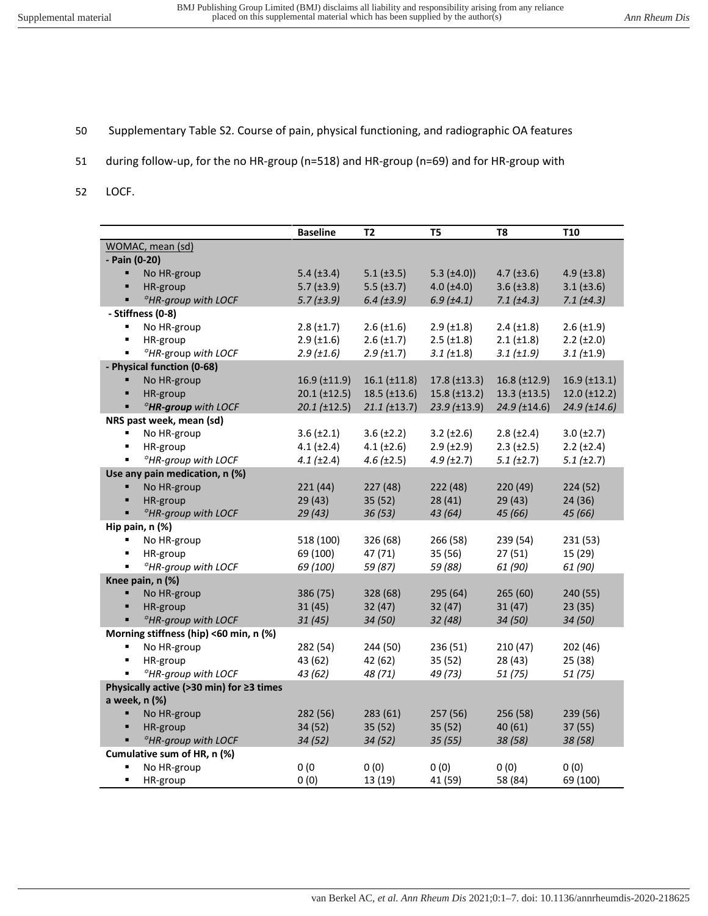Supplementary Table S2. Course of pain, physical functioning, and radiographic OA features during follow-up, for the no HR-group (n=518) and HR-group (n=69) and for HR-group with LOCF.

| | Baseline | T2 | T5 | T8 | T10 |
|---|---|---|---|---|---|
| WOMAC, mean (sd) | | | | | |
| **- Pain (0-20)** | | | | | |
| ▪ No HR-group | 5.4 (±3.4) | 5.1 (±3.5) | 5.3 (±4.0)) | 4.7 (±3.6) | 4.9 (±3.8) |
| ▪ HR-group | 5.7 (±3.9) | 5.5 (±3.7) | 4.0 (±4.0) | 3.6 (±3.8) | 3.1 (±3.6) |
| ▪ *\*HR-group with LOCF* | *5.7 (±3.9)* | *6.4 (±3.9)* | *6.9 (±4.1)* | *7.1 (±4.3)* | *7.1 (±4.3)* |
| **- Stiffness (0-8)** | | | | | |
| ▪ No HR-group | 2.8 (±1.7) | 2.6 (±1.6) | 2.9 (±1.8) | 2.4 (±1.8) | 2.6 (±1.9) |
| ▪ HR-group | 2.9 (±1.6) | 2.6 (±1.7) | 2.5 (±1.8) | 2.1 (±1.8) | 2.2 (±2.0) |
| ▪ *\*HR-group with LOCF* | *2.9 (±1.6)* | *2.9 (±1.7)* | *3.1 (±1.8)* | *3.1 (±1.9)* | *3.1 (±1.9)* |
| **- Physical function (0-68)** | | | | | |
| ▪ No HR-group | 16.9 (±11.9) | 16.1 (±11.8) | 17.8 (±13.3) | 16.8 (±12.9) | 16.9 (±13.1) |
| ▪ HR-group | 20.1 (±12.5) | 18.5 (±13.6) | 15.8 (±13.2) | 13.3 (±13.5) | 12.0 (±12.2) |
| ▪ *\****HR-group*** *with LOCF* | *20.1 (±12.5)* | *21.1 (±13.7)* | *23.9 (±13.9)* | *24.9 (±14.6)* | *24.9 (±14.6)* |
| **NRS past week, mean (sd)** | | | | | |
| ▪ No HR-group | 3.6 (±2.1) | 3.6 (±2.2) | 3.2 (±2.6) | 2.8 (±2.4) | 3.0 (±2.7) |
| ▪ HR-group | 4.1 (±2.4) | 4.1 (±2.6) | 2.9 (±2.9) | 2.3 (±2.5) | 2.2 (±2.4) |
| ▪ *\*HR-group with LOCF* | *4.1 (±2.4)* | *4.6 (±2.5)* | *4.9 (±2.7)* | *5.1 (±2.7)* | *5.1 (±2.7)* |
| **Use any pain medication, n (%)** | | | | | |
| ▪ No HR-group | 221 (44) | 227 (48) | 222 (48) | 220 (49) | 224 (52) |
| ▪ HR-group | 29 (43) | 35 (52) | 28 (41) | 29 (43) | 24 (36) |
| ▪ *\*HR-group with LOCF* | *29 (43)* | *36 (53)* | *43 (64)* | *45 (66)* | *45 (66)* |
| **Hip pain, n (%)** | | | | | |
| ▪ No HR-group | 518 (100) | 326 (68) | 266 (58) | 239 (54) | 231 (53) |
| ▪ HR-group | 69 (100) | 47 (71) | 35 (56) | 27 (51) | 15 (29) |
| ▪ *\*HR-group with LOCF* | *69 (100)* | *59 (87)* | *59 (88)* | *61 (90)* | *61 (90)* |
| **Knee pain, n (%)** | | | | | |
| ▪ No HR-group | 386 (75) | 328 (68) | 295 (64) | 265 (60) | 240 (55) |
| ▪ HR-group | 31 (45) | 32 (47) | 32 (47) | 31 (47) | 23 (35) |
| ▪ *\*HR-group with LOCF* | *31 (45)* | *34 (50)* | *32 (48)* | *34 (50)* | *34 (50)* |
| **Morning stiffness (hip) <60 min, n (%)** | | | | | |
| ▪ No HR-group | 282 (54) | 244 (50) | 236 (51) | 210 (47) | 202 (46) |
| ▪ HR-group | 43 (62) | 42 (62) | 35 (52) | 28 (43) | 25 (38) |
| ▪ *\*HR-group with LOCF* | *43 (62)* | *48 (71)* | *49 (73)* | *51 (75)* | *51 (75)* |
| **Physically active (>30 min) for ≥3 times a week, n (%)** | | | | | |
| ▪ No HR-group | 282 (56) | 283 (61) | 257 (56) | 256 (58) | 239 (56) |
| ▪ HR-group | 34 (52) | 35 (52) | 35 (52) | 40 (61) | 37 (55) |
| ▪ *\*HR-group with LOCF* | *34 (52)* | *34 (52)* | *35 (55)* | *38 (58)* | *38 (58)* |
| **Cumulative sum of HR, n (%)** | | | | | |
| ▪ No HR-group | 0 (0 | 0 (0) | 0 (0) | 0 (0) | 0 (0) |
| ▪ HR-group | 0 (0) | 13 (19) | 41 (59) | 58 (84) | 69 (100) |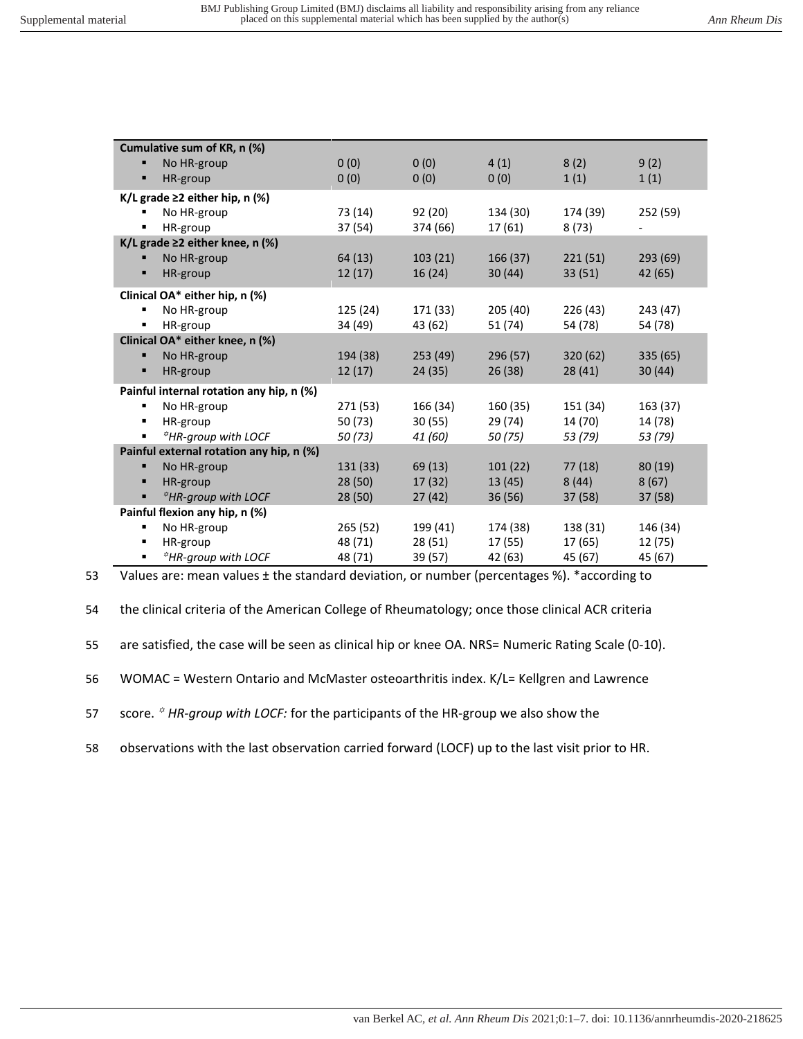| | | | | | |
|---|---|---|---|---|---|
| **Cumulative sum of KR, n (%)** | | | | | |
| ▪ No HR-group | 0 (0) | 0 (0) | 4 (1) | 8 (2) | 9 (2) |
| ▪ HR-group | 0 (0) | 0 (0) | 0 (0) | 1 (1) | 1 (1) |
| **K/L grade ≥2 either hip, n (%)** | | | | | |
| ▪ No HR-group | 73 (14) | 92 (20) | 134 (30) | 174 (39) | 252 (59) |
| ▪ HR-group | 37 (54) | 374 (66) | 17 (61) | 8 (73) | - |
| **K/L grade ≥2 either knee, n (%)** | | | | | |
| ▪ No HR-group | 64 (13) | 103 (21) | 166 (37) | 221 (51) | 293 (69) |
| ▪ HR-group | 12 (17) | 16 (24) | 30 (44) | 33 (51) | 42 (65) |
| **Clinical OA* either hip, n (%)** | | | | | |
| ▪ No HR-group | 125 (24) | 171 (33) | 205 (40) | 226 (43) | 243 (47) |
| ▪ HR-group | 34 (49) | 43 (62) | 51 (74) | 54 (78) | 54 (78) |
| **Clinical OA* either knee, n (%)** | | | | | |
| ▪ No HR-group | 194 (38) | 253 (49) | 296 (57) | 320 (62) | 335 (65) |
| ▪ HR-group | 12 (17) | 24 (35) | 26 (38) | 28 (41) | 30 (44) |
| **Painful internal rotation any hip, n (%)** | | | | | |
| ▪ No HR-group | 271 (53) | 166 (34) | 160 (35) | 151 (34) | 163 (37) |
| ▪ HR-group | 50 (73) | 30 (55) | 29 (74) | 14 (70) | 14 (78) |
| ▪ *✩HR-group with LOCF* | *50 (73)* | *41 (60)* | *50 (75)* | *53 (79)* | *53 (79)* |
| **Painful external rotation any hip, n (%)** | | | | | |
| ▪ No HR-group | 131 (33) | 69 (13) | 101 (22) | 77 (18) | 80 (19) |
| ▪ HR-group | 28 (50) | 17 (32) | 13 (45) | 8 (44) | 8 (67) |
| ▪ *✩HR-group with LOCF* | 28 (50) | 27 (42) | 36 (56) | 37 (58) | 37 (58) |
| **Painful flexion any hip, n (%)** | | | | | |
| ▪ No HR-group | 265 (52) | 199 (41) | 174 (38) | 138 (31) | 146 (34) |
| ▪ HR-group | 48 (71) | 28 (51) | 17 (55) | 17 (65) | 12 (75) |
| ▪ *✩HR-group with LOCF* | 48 (71) | 39 (57) | 42 (63) | 45 (67) | 45 (67) |

Values are: mean values ± the standard deviation, or number (percentages %). *according to the clinical criteria of the American College of Rheumatology; once those clinical ACR criteria are satisfied, the case will be seen as clinical hip or knee OA. NRS= Numeric Rating Scale (0-10). WOMAC = Western Ontario and McMaster osteoarthritis index. K/L= Kellgren and Lawrence score. ✩ *HR-group with LOCF:* for the participants of the HR-group we also show the observations with the last observation carried forward (LOCF) up to the last visit prior to HR.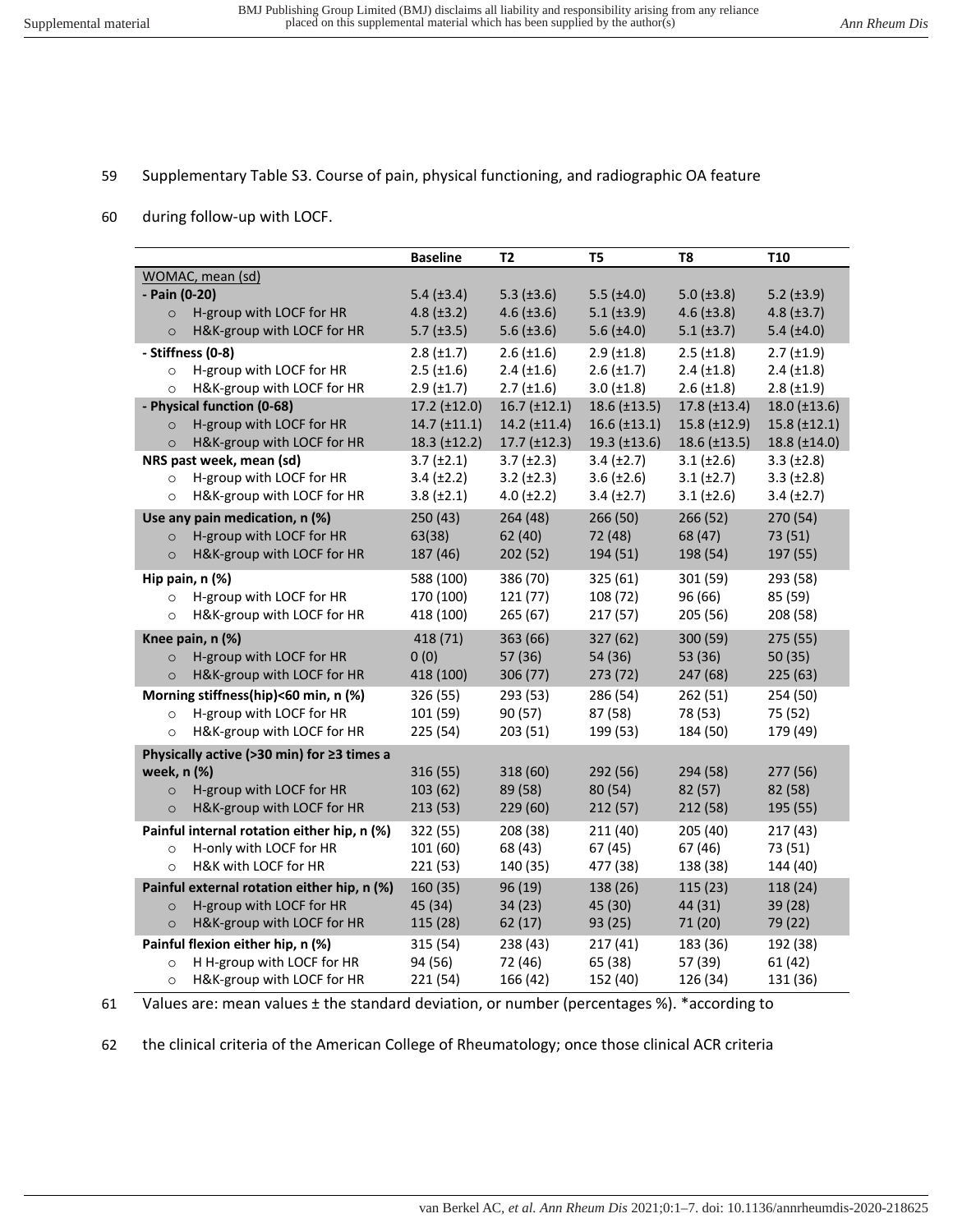Supplementary Table S3. Course of pain, physical functioning, and radiographic OA feature during follow-up with LOCF.

| | Baseline | T2 | T5 | T8 | T10 |
|---|---|---|---|---|---|
| WOMAC, mean (sd) | | | | | |
| **- Pain (0-20)** | 5.4 (±3.4) | 5.3 (±3.6) | 5.5 (±4.0) | 5.0 (±3.8) | 5.2 (±3.9) |
| ○ H-group with LOCF for HR | 4.8 (±3.2) | 4.6 (±3.6) | 5.1 (±3.9) | 4.6 (±3.8) | 4.8 (±3.7) |
| ○ H&K-group with LOCF for HR | 5.7 (±3.5) | 5.6 (±3.6) | 5.6 (±4.0) | 5.1 (±3.7) | 5.4 (±4.0) |
| **- Stiffness (0-8)** | 2.8 (±1.7) | 2.6 (±1.6) | 2.9 (±1.8) | 2.5 (±1.8) | 2.7 (±1.9) |
| ○ H-group with LOCF for HR | 2.5 (±1.6) | 2.4 (±1.6) | 2.6 (±1.7) | 2.4 (±1.8) | 2.4 (±1.8) |
| ○ H&K-group with LOCF for HR | 2.9 (±1.7) | 2.7 (±1.6) | 3.0 (±1.8) | 2.6 (±1.8) | 2.8 (±1.9) |
| **- Physical function (0-68)** | 17.2 (±12.0) | 16.7 (±12.1) | 18.6 (±13.5) | 17.8 (±13.4) | 18.0 (±13.6) |
| ○ H-group with LOCF for HR | 14.7 (±11.1) | 14.2 (±11.4) | 16.6 (±13.1) | 15.8 (±12.9) | 15.8 (±12.1) |
| ○ H&K-group with LOCF for HR | 18.3 (±12.2) | 17.7 (±12.3) | 19.3 (±13.6) | 18.6 (±13.5) | 18.8 (±14.0) |
| **NRS past week, mean (sd)** | 3.7 (±2.1) | 3.7 (±2.3) | 3.4 (±2.7) | 3.1 (±2.6) | 3.3 (±2.8) |
| ○ H-group with LOCF for HR | 3.4 (±2.2) | 3.2 (±2.3) | 3.6 (±2.6) | 3.1 (±2.7) | 3.3 (±2.8) |
| ○ H&K-group with LOCF for HR | 3.8 (±2.1) | 4.0 (±2.2) | 3.4 (±2.7) | 3.1 (±2.6) | 3.4 (±2.7) |
| **Use any pain medication, n (%)** | 250 (43) | 264 (48) | 266 (50) | 266 (52) | 270 (54) |
| ○ H-group with LOCF for HR | 63(38) | 62 (40) | 72 (48) | 68 (47) | 73 (51) |
| ○ H&K-group with LOCF for HR | 187 (46) | 202 (52) | 194 (51) | 198 (54) | 197 (55) |
| **Hip pain, n (%)** | 588 (100) | 386 (70) | 325 (61) | 301 (59) | 293 (58) |
| ○ H-group with LOCF for HR | 170 (100) | 121 (77) | 108 (72) | 96 (66) | 85 (59) |
| ○ H&K-group with LOCF for HR | 418 (100) | 265 (67) | 217 (57) | 205 (56) | 208 (58) |
| **Knee pain, n (%)** | 418 (71) | 363 (66) | 327 (62) | 300 (59) | 275 (55) |
| ○ H-group with LOCF for HR | 0 (0) | 57 (36) | 54 (36) | 53 (36) | 50 (35) |
| ○ H&K-group with LOCF for HR | 418 (100) | 306 (77) | 273 (72) | 247 (68) | 225 (63) |
| **Morning stiffness(hip)<60 min, n (%)** | 326 (55) | 293 (53) | 286 (54) | 262 (51) | 254 (50) |
| ○ H-group with LOCF for HR | 101 (59) | 90 (57) | 87 (58) | 78 (53) | 75 (52) |
| ○ H&K-group with LOCF for HR | 225 (54) | 203 (51) | 199 (53) | 184 (50) | 179 (49) |
| **Physically active (>30 min) for ≥3 times a week, n (%)** | 316 (55) | 318 (60) | 292 (56) | 294 (58) | 277 (56) |
| ○ H-group with LOCF for HR | 103 (62) | 89 (58) | 80 (54) | 82 (57) | 82 (58) |
| ○ H&K-group with LOCF for HR | 213 (53) | 229 (60) | 212 (57) | 212 (58) | 195 (55) |
| **Painful internal rotation either hip, n (%)** | 322 (55) | 208 (38) | 211 (40) | 205 (40) | 217 (43) |
| ○ H-only with LOCF for HR | 101 (60) | 68 (43) | 67 (45) | 67 (46) | 73 (51) |
| ○ H&K with LOCF for HR | 221 (53) | 140 (35) | 477 (38) | 138 (38) | 144 (40) |
| **Painful external rotation either hip, n (%)** | 160 (35) | 96 (19) | 138 (26) | 115 (23) | 118 (24) |
| ○ H-group with LOCF for HR | 45 (34) | 34 (23) | 45 (30) | 44 (31) | 39 (28) |
| ○ H&K-group with LOCF for HR | 115 (28) | 62 (17) | 93 (25) | 71 (20) | 79 (22) |
| **Painful flexion either hip, n (%)** | 315 (54) | 238 (43) | 217 (41) | 183 (36) | 192 (38) |
| ○ H H-group with LOCF for HR | 94 (56) | 72 (46) | 65 (38) | 57 (39) | 61 (42) |
| ○ H&K-group with LOCF for HR | 221 (54) | 166 (42) | 152 (40) | 126 (34) | 131 (36) |

Values are: mean values ± the standard deviation, or number (percentages %). *according to the clinical criteria of the American College of Rheumatology; once those clinical ACR criteria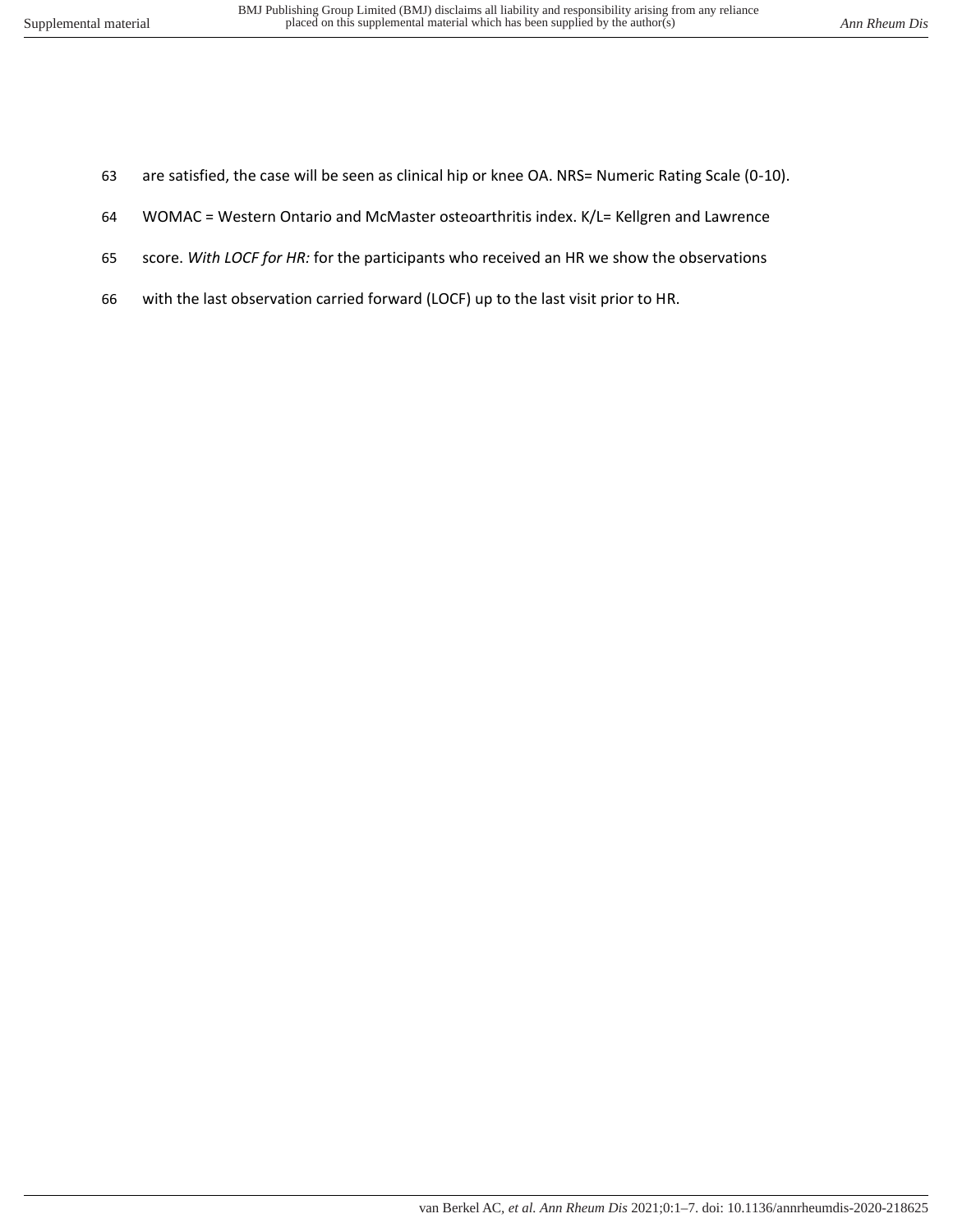are satisfied, the case will be seen as clinical hip or knee OA. NRS= Numeric Rating Scale (0-10). WOMAC = Western Ontario and McMaster osteoarthritis index. K/L= Kellgren and Lawrence score. *With LOCF for HR:* for the participants who received an HR we show the observations with the last observation carried forward (LOCF) up to the last visit prior to HR.